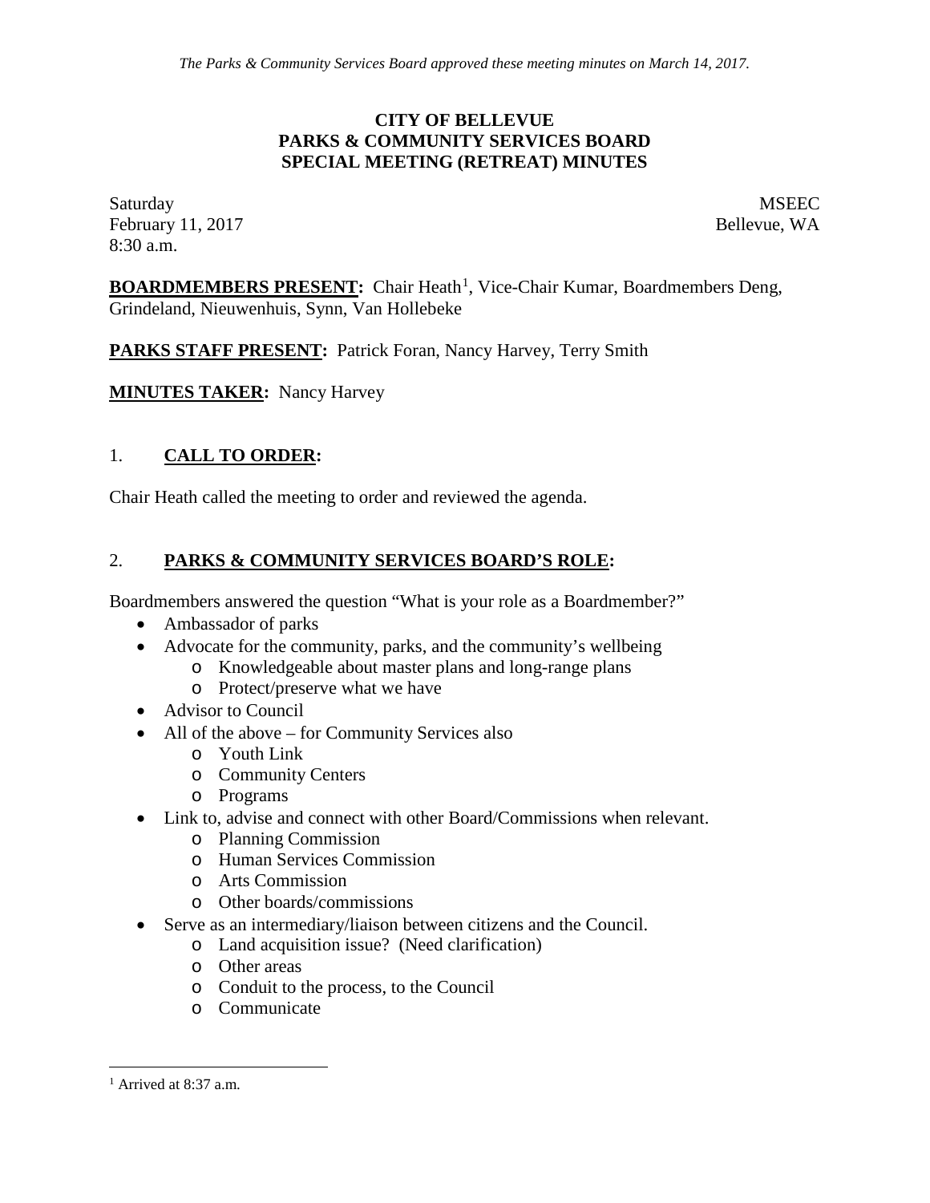*The Parks & Community Services Board approved these meeting minutes on March 14, 2017.*

**CITY OF BELLEVUE**
**PARKS & COMMUNITY SERVICES BOARD**
**SPECIAL MEETING (RETREAT) MINUTES**

Saturday
February 11, 2017
8:30 a.m.

MSEEC
Bellevue, WA

**BOARDMEMBERS PRESENT:** Chair Heath[1], Vice-Chair Kumar, Boardmembers Deng, Grindeland, Nieuwenhuis, Synn, Van Hollebeke

**PARKS STAFF PRESENT:** Patrick Foran, Nancy Harvey, Terry Smith

**MINUTES TAKER:** Nancy Harvey

## 1. CALL TO ORDER:

Chair Heath called the meeting to order and reviewed the agenda.

## 2. PARKS & COMMUNITY SERVICES BOARD'S ROLE:

Boardmembers answered the question "What is your role as a Boardmember?"

- Ambassador of parks
- Advocate for the community, parks, and the community's wellbeing
  - Knowledgeable about master plans and long-range plans
  - Protect/preserve what we have
- Advisor to Council
- All of the above – for Community Services also
  - Youth Link
  - Community Centers
  - Programs
- Link to, advise and connect with other Board/Commissions when relevant.
  - Planning Commission
  - Human Services Commission
  - Arts Commission
  - Other boards/commissions
- Serve as an intermediary/liaison between citizens and the Council.
  - Land acquisition issue? (Need clarification)
  - Other areas
  - Conduit to the process, to the Council
  - Communicate

[1] Arrived at 8:37 a.m.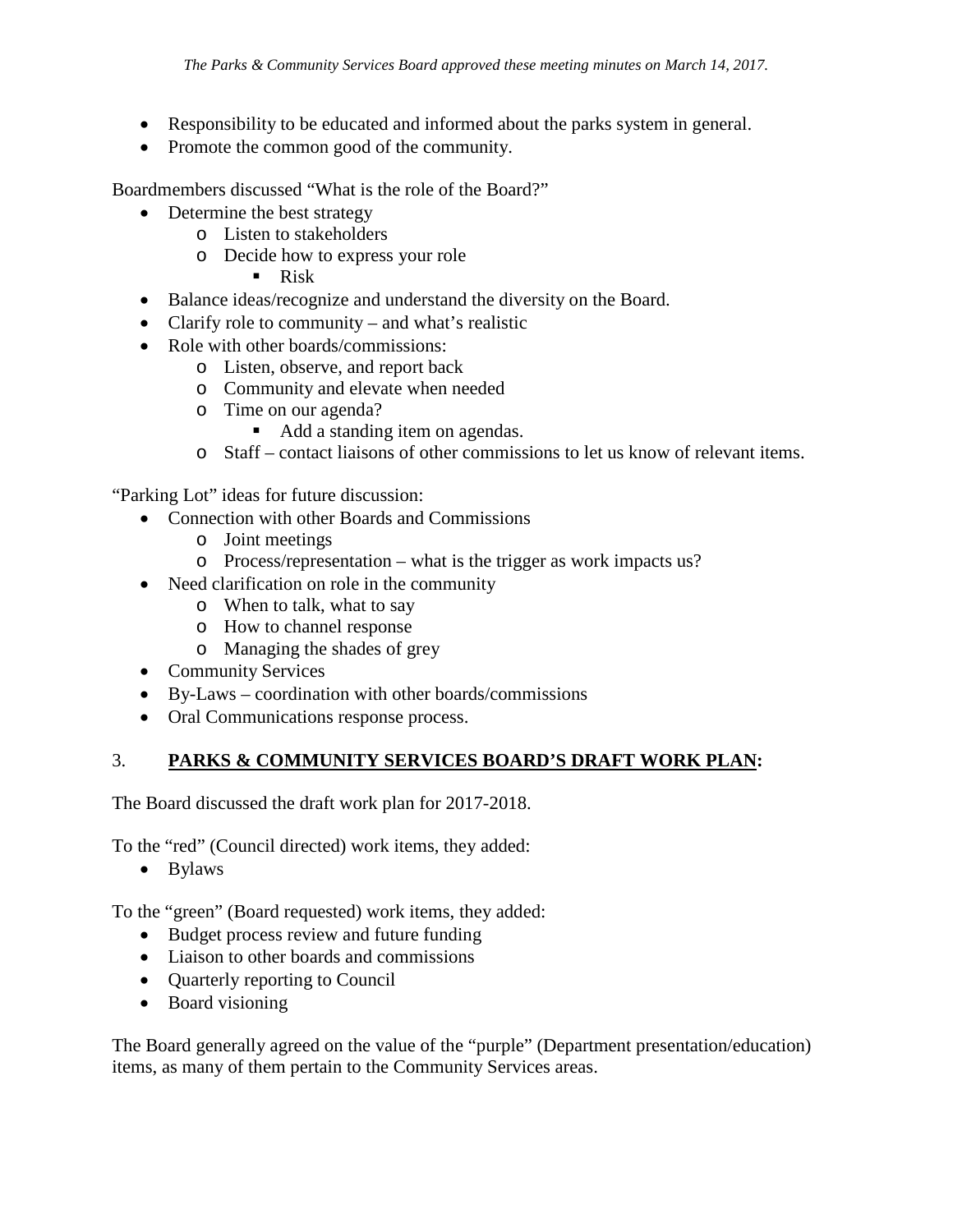- Responsibility to be educated and informed about the parks system in general.
- Promote the common good of the community.

Boardmembers discussed "What is the role of the Board?"

- Determine the best strategy
    - Listen to stakeholders
    - Decide how to express your role
        - Risk
- Balance ideas/recognize and understand the diversity on the Board.
- Clarify role to community – and what's realistic
- Role with other boards/commissions:
    - Listen, observe, and report back
    - Community and elevate when needed
    - Time on our agenda?
        - Add a standing item on agendas.
    - Staff – contact liaisons of other commissions to let us know of relevant items.

"Parking Lot" ideas for future discussion:

- Connection with other Boards and Commissions
    - Joint meetings
    - Process/representation – what is the trigger as work impacts us?
- Need clarification on role in the community
    - When to talk, what to say
    - How to channel response
    - Managing the shades of grey
- Community Services
- By-Laws – coordination with other boards/commissions
- Oral Communications response process.

3. **<u>PARKS & COMMUNITY SERVICES BOARD'S DRAFT WORK PLAN</u>:**

The Board discussed the draft work plan for 2017-2018.

To the "red" (Council directed) work items, they added:

- Bylaws

To the "green" (Board requested) work items, they added:

- Budget process review and future funding
- Liaison to other boards and commissions
- Quarterly reporting to Council
- Board visioning

The Board generally agreed on the value of the "purple" (Department presentation/education) items, as many of them pertain to the Community Services areas.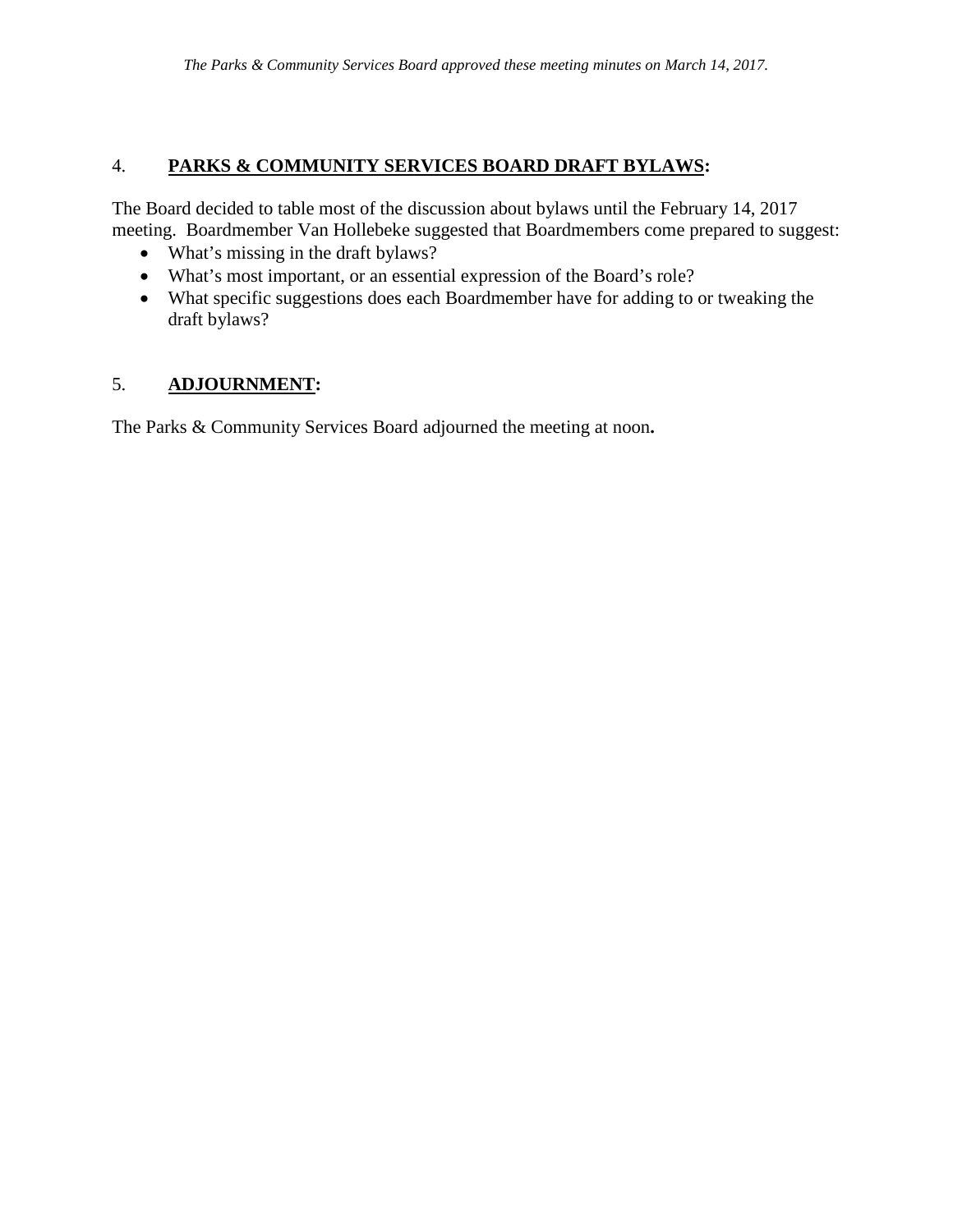*The Parks & Community Services Board approved these meeting minutes on March 14, 2017.*

4. **PARKS & COMMUNITY SERVICES BOARD DRAFT BYLAWS:**

The Board decided to table most of the discussion about bylaws until the February 14, 2017 meeting. Boardmember Van Hollebeke suggested that Boardmembers come prepared to suggest:

- What's missing in the draft bylaws?
- What's most important, or an essential expression of the Board's role?
- What specific suggestions does each Boardmember have for adding to or tweaking the draft bylaws?

5. **ADJOURNMENT:**

The Parks & Community Services Board adjourned the meeting at noon.